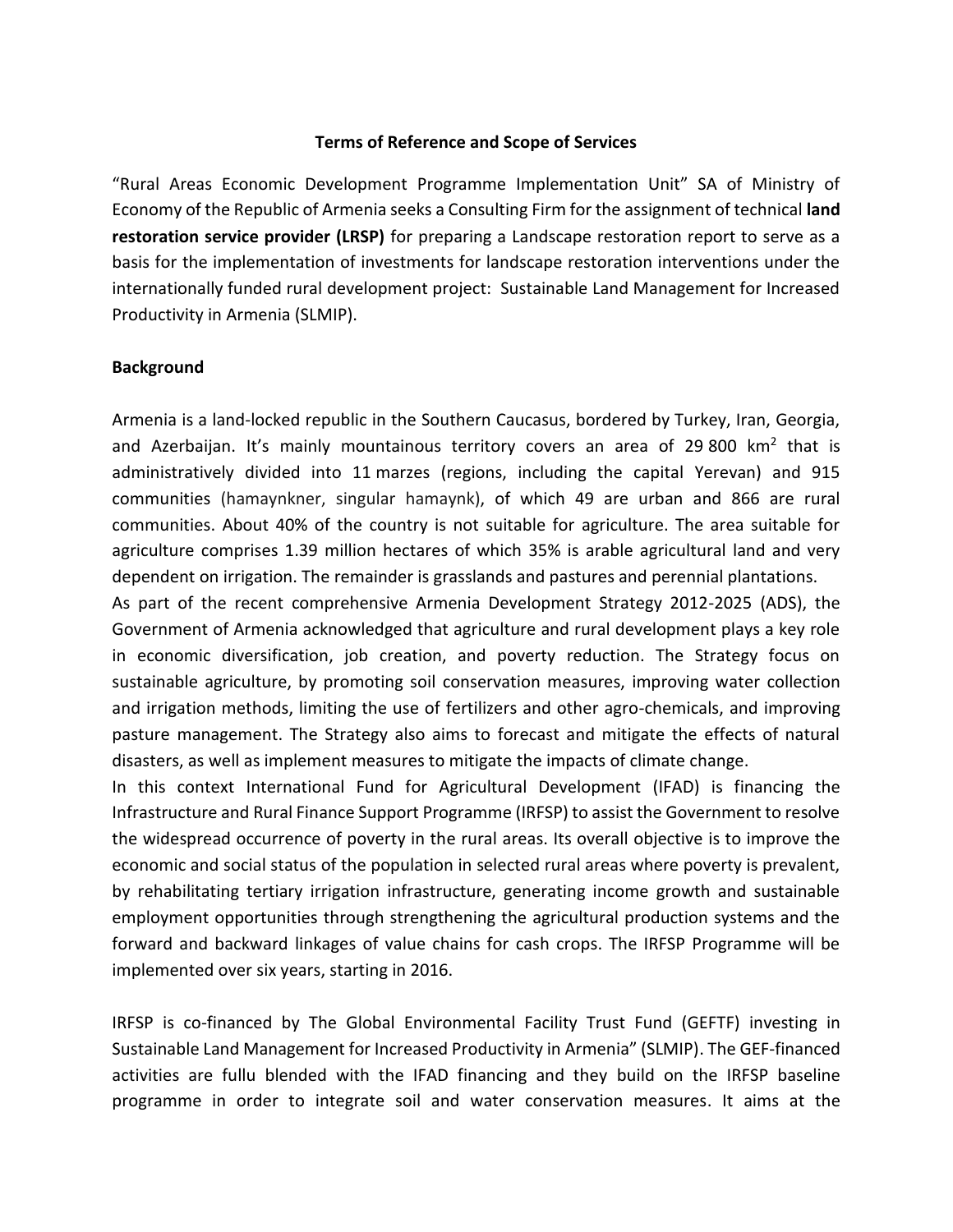**Terms of Reference and Scope of Services**

"Rural Areas Economic Development Programme Implementation Unit" SA of Ministry of Economy of the Republic of Armenia seeks a Consulting Firm for the assignment of technical **land restoration service provider (LRSP)** for preparing a Landscape restoration report to serve as a basis for the implementation of investments for landscape restoration interventions under the internationally funded rural development project: Sustainable Land Management for Increased Productivity in Armenia (SLMIP).

**Background**

Armenia is a land-locked republic in the Southern Caucasus, bordered by Turkey, Iran, Georgia, and Azerbaijan. It's mainly mountainous territory covers an area of 29 800 km$^2$ that is administratively divided into 11 marzes (regions, including the capital Yerevan) and 915 communities (hamaynkner, singular hamaynk), of which 49 are urban and 866 are rural communities. About 40% of the country is not suitable for agriculture. The area suitable for agriculture comprises 1.39 million hectares of which 35% is arable agricultural land and very dependent on irrigation. The remainder is grasslands and pastures and perennial plantations.
As part of the recent comprehensive Armenia Development Strategy 2012-2025 (ADS), the Government of Armenia acknowledged that agriculture and rural development plays a key role in economic diversification, job creation, and poverty reduction. The Strategy focus on sustainable agriculture, by promoting soil conservation measures, improving water collection and irrigation methods, limiting the use of fertilizers and other agro-chemicals, and improving pasture management. The Strategy also aims to forecast and mitigate the effects of natural disasters, as well as implement measures to mitigate the impacts of climate change.
In this context International Fund for Agricultural Development (IFAD) is financing the Infrastructure and Rural Finance Support Programme (IRFSP) to assist the Government to resolve the widespread occurrence of poverty in the rural areas. Its overall objective is to improve the economic and social status of the population in selected rural areas where poverty is prevalent, by rehabilitating tertiary irrigation infrastructure, generating income growth and sustainable employment opportunities through strengthening the agricultural production systems and the forward and backward linkages of value chains for cash crops. The IRFSP Programme will be implemented over six years, starting in 2016.

IRFSP is co-financed by The Global Environmental Facility Trust Fund (GEFTF) investing in Sustainable Land Management for Increased Productivity in Armenia" (SLMIP). The GEF-financed activities are fullu blended with the IFAD financing and they build on the IRFSP baseline programme in order to integrate soil and water conservation measures. It aims at the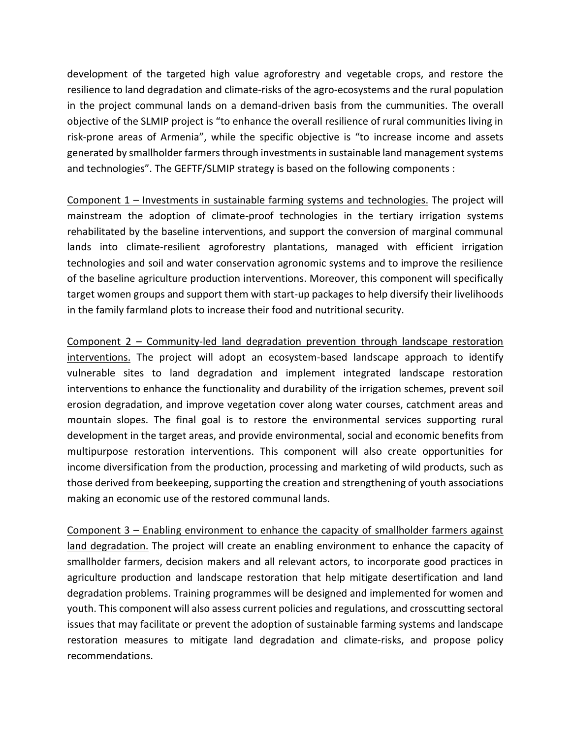development of the targeted high value agroforestry and vegetable crops, and restore the resilience to land degradation and climate-risks of the agro-ecosystems and the rural population in the project communal lands on a demand-driven basis from the cummunities. The overall objective of the SLMIP project is "to enhance the overall resilience of rural communities living in risk-prone areas of Armenia", while the specific objective is "to increase income and assets generated by smallholder farmers through investments in sustainable land management systems and technologies". The GEFTF/SLMIP strategy is based on the following components :

<u>Component 1 – Investments in sustainable farming systems and technologies.</u> The project will mainstream the adoption of climate-proof technologies in the tertiary irrigation systems rehabilitated by the baseline interventions, and support the conversion of marginal communal lands into climate-resilient agroforestry plantations, managed with efficient irrigation technologies and soil and water conservation agronomic systems and to improve the resilience of the baseline agriculture production interventions. Moreover, this component will specifically target women groups and support them with start-up packages to help diversify their livelihoods in the family farmland plots to increase their food and nutritional security.

<u>Component 2 – Community-led land degradation prevention through landscape restoration interventions.</u> The project will adopt an ecosystem-based landscape approach to identify vulnerable sites to land degradation and implement integrated landscape restoration interventions to enhance the functionality and durability of the irrigation schemes, prevent soil erosion degradation, and improve vegetation cover along water courses, catchment areas and mountain slopes. The final goal is to restore the environmental services supporting rural development in the target areas, and provide environmental, social and economic benefits from multipurpose restoration interventions. This component will also create opportunities for income diversification from the production, processing and marketing of wild products, such as those derived from beekeeping, supporting the creation and strengthening of youth associations making an economic use of the restored communal lands.

<u>Component 3 – Enabling environment to enhance the capacity of smallholder farmers against land degradation.</u> The project will create an enabling environment to enhance the capacity of smallholder farmers, decision makers and all relevant actors, to incorporate good practices in agriculture production and landscape restoration that help mitigate desertification and land degradation problems. Training programmes will be designed and implemented for women and youth. This component will also assess current policies and regulations, and crosscutting sectoral issues that may facilitate or prevent the adoption of sustainable farming systems and landscape restoration measures to mitigate land degradation and climate-risks, and propose policy recommendations.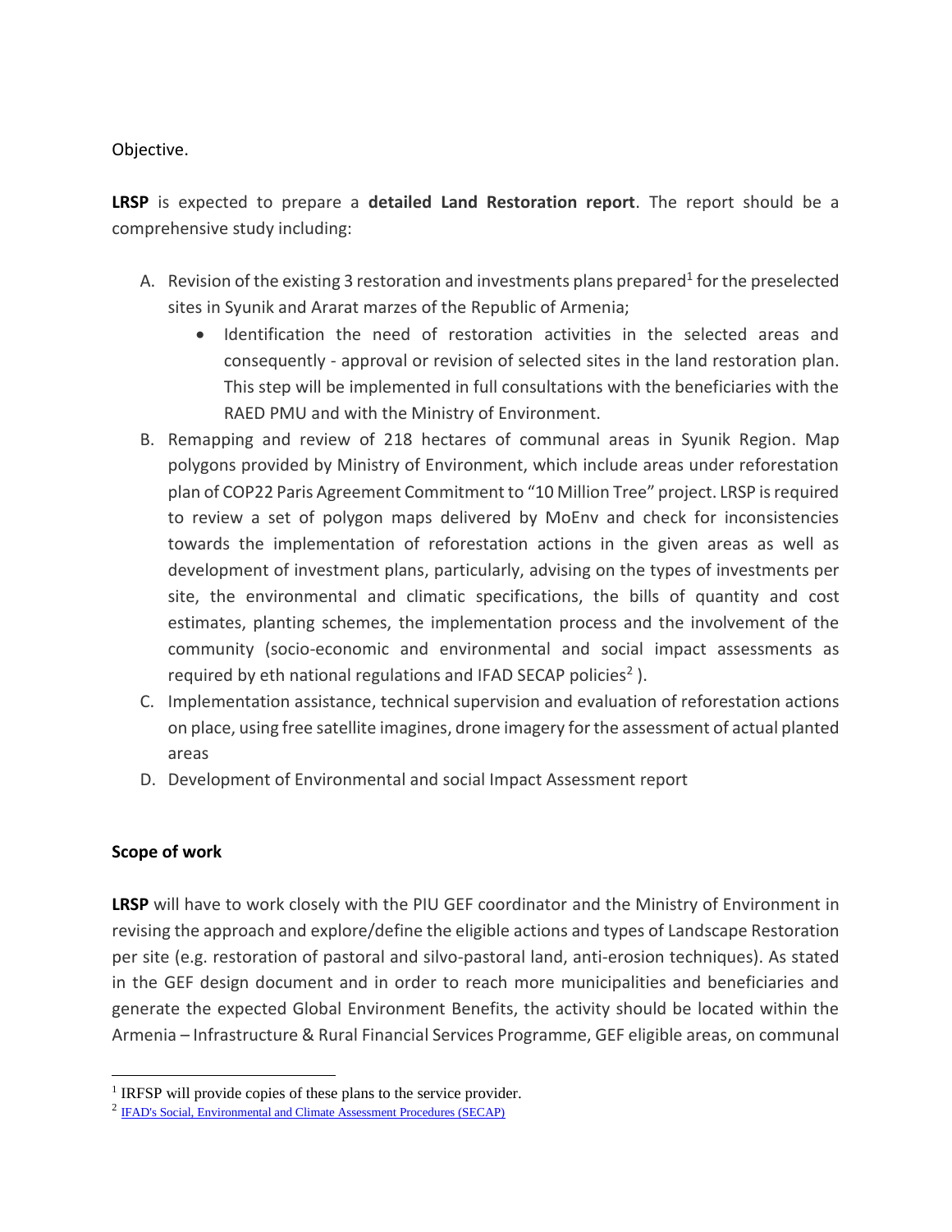Objective.

**LRSP** is expected to prepare a **detailed Land Restoration report**. The report should be a comprehensive study including:

A. Revision of the existing 3 restoration and investments plans prepared[1] for the preselected sites in Syunik and Ararat marzes of the Republic of Armenia;
    - Identification the need of restoration activities in the selected areas and consequently - approval or revision of selected sites in the land restoration plan. This step will be implemented in full consultations with the beneficiaries with the RAED PMU and with the Ministry of Environment.
B. Remapping and review of 218 hectares of communal areas in Syunik Region. Map polygons provided by Ministry of Environment, which include areas under reforestation plan of COP22 Paris Agreement Commitment to "10 Million Tree" project. LRSP is required to review a set of polygon maps delivered by MoEnv and check for inconsistencies towards the implementation of reforestation actions in the given areas as well as development of investment plans, particularly, advising on the types of investments per site, the environmental and climatic specifications, the bills of quantity and cost estimates, planting schemes, the implementation process and the involvement of the community (socio-economic and environmental and social impact assessments as required by eth national regulations and IFAD SECAP policies[2] ).
C. Implementation assistance, technical supervision and evaluation of reforestation actions on place, using free satellite imagines, drone imagery for the assessment of actual planted areas
D. Development of Environmental and social Impact Assessment report

**Scope of work**

**LRSP** will have to work closely with the PIU GEF coordinator and the Ministry of Environment in revising the approach and explore/define the eligible actions and types of Landscape Restoration per site (e.g. restoration of pastoral and silvo-pastoral land, anti-erosion techniques). As stated in the GEF design document and in order to reach more municipalities and beneficiaries and generate the expected Global Environment Benefits, the activity should be located within the Armenia – Infrastructure & Rural Financial Services Programme, GEF eligible areas, on communal

---

[1] IRFSP will provide copies of these plans to the service provider.

[2] IFAD's Social, Environmental and Climate Assessment Procedures (SECAP)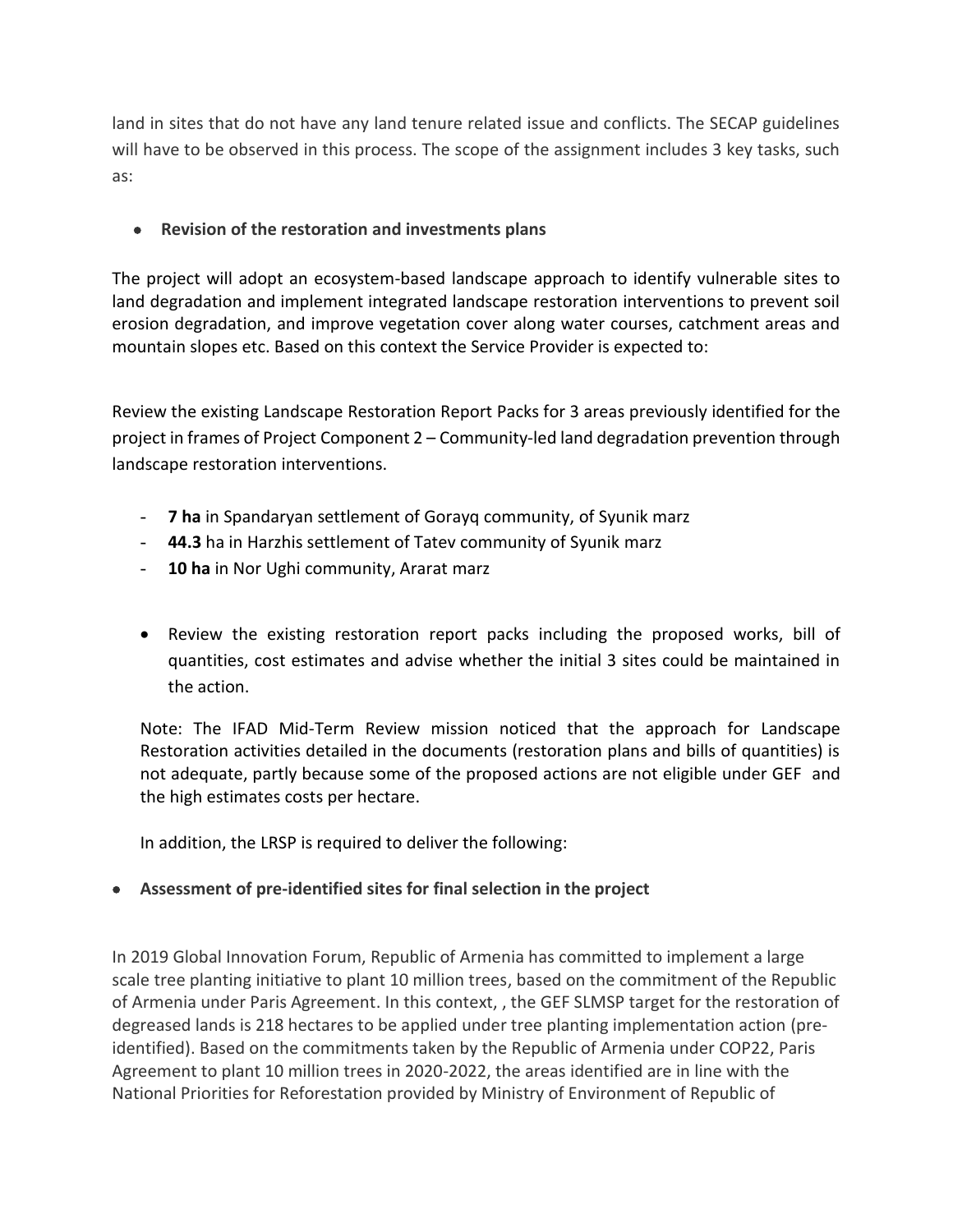land in sites that do not have any land tenure related issue and conflicts. The SECAP guidelines will have to be observed in this process. The scope of the assignment includes 3 key tasks, such as:

- **Revision of the restoration and investments plans**

The project will adopt an ecosystem-based landscape approach to identify vulnerable sites to land degradation and implement integrated landscape restoration interventions to prevent soil erosion degradation, and improve vegetation cover along water courses, catchment areas and mountain slopes etc. Based on this context the Service Provider is expected to:

Review the existing Landscape Restoration Report Packs for 3 areas previously identified for the project in frames of Project Component 2 – Community-led land degradation prevention through landscape restoration interventions.

- **7 ha** in Spandaryan settlement of Gorayq community, of Syunik marz
- **44.3** ha in Harzhis settlement of Tatev community of Syunik marz
- **10 ha** in Nor Ughi community, Ararat marz

- Review the existing restoration report packs including the proposed works, bill of quantities, cost estimates and advise whether the initial 3 sites could be maintained in the action.

  Note: The IFAD Mid-Term Review mission noticed that the approach for Landscape Restoration activities detailed in the documents (restoration plans and bills of quantities) is not adequate, partly because some of the proposed actions are not eligible under GEF and the high estimates costs per hectare.

  In addition, the LRSP is required to deliver the following:

- **Assessment of pre-identified sites for final selection in the project**

In 2019 Global Innovation Forum, Republic of Armenia has committed to implement a large scale tree planting initiative to plant 10 million trees, based on the commitment of the Republic of Armenia under Paris Agreement. In this context, , the GEF SLMSP target for the restoration of degreased lands is 218 hectares to be applied under tree planting implementation action (pre-identified). Based on the commitments taken by the Republic of Armenia under COP22, Paris Agreement to plant 10 million trees in 2020-2022, the areas identified are in line with the National Priorities for Reforestation provided by Ministry of Environment of Republic of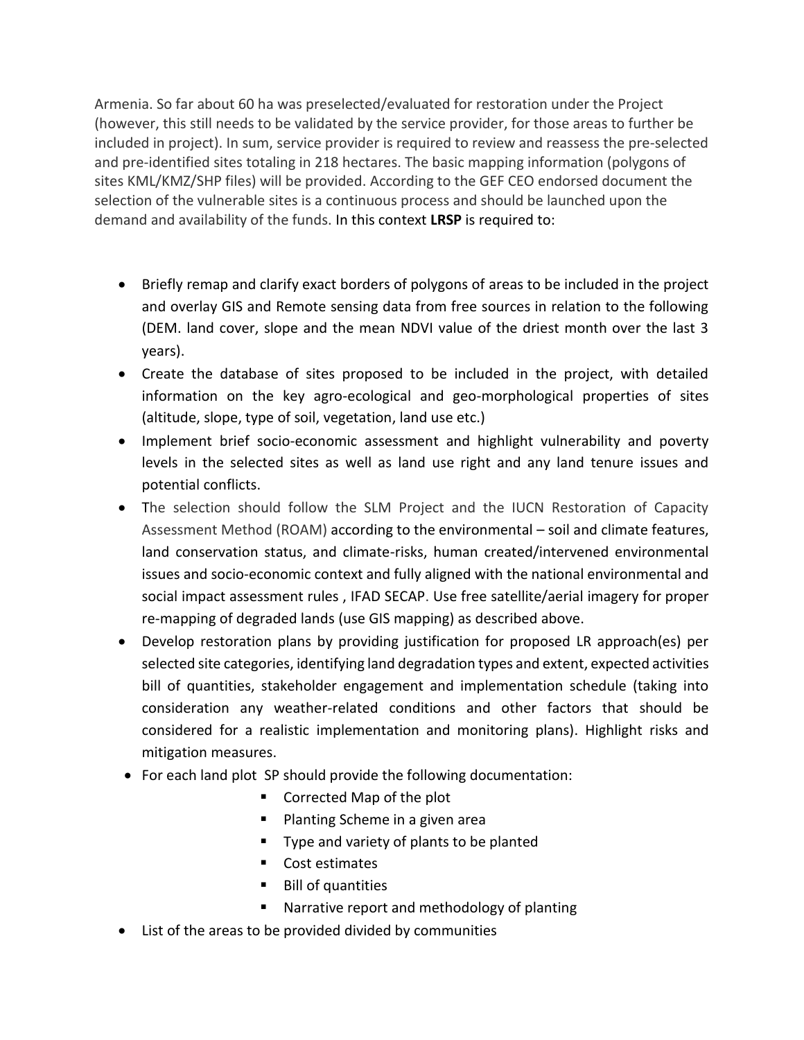Armenia. So far about 60 ha was preselected/evaluated for restoration under the Project (however, this still needs to be validated by the service provider, for those areas to further be included in project). In sum, service provider is required to review and reassess the pre-selected and pre-identified sites totaling in 218 hectares. The basic mapping information (polygons of sites KML/KMZ/SHP files) will be provided. According to the GEF CEO endorsed document the selection of the vulnerable sites is a continuous process and should be launched upon the demand and availability of the funds. In this context **LRSP** is required to:

- Briefly remap and clarify exact borders of polygons of areas to be included in the project and overlay GIS and Remote sensing data from free sources in relation to the following (DEM. land cover, slope and the mean NDVI value of the driest month over the last 3 years).
- Create the database of sites proposed to be included in the project, with detailed information on the key agro-ecological and geo-morphological properties of sites (altitude, slope, type of soil, vegetation, land use etc.)
- Implement brief socio-economic assessment and highlight vulnerability and poverty levels in the selected sites as well as land use right and any land tenure issues and potential conflicts.
- The selection should follow the SLM Project and the IUCN Restoration of Capacity Assessment Method (ROAM) according to the environmental – soil and climate features, land conservation status, and climate-risks, human created/intervened environmental issues and socio-economic context and fully aligned with the national environmental and social impact assessment rules , IFAD SECAP. Use free satellite/aerial imagery for proper re-mapping of degraded lands (use GIS mapping) as described above.
- Develop restoration plans by providing justification for proposed LR approach(es) per selected site categories, identifying land degradation types and extent, expected activities bill of quantities, stakeholder engagement and implementation schedule (taking into consideration any weather-related conditions and other factors that should be considered for a realistic implementation and monitoring plans). Highlight risks and mitigation measures.
- For each land plot SP should provide the following documentation:
  - Corrected Map of the plot
  - Planting Scheme in a given area
  - Type and variety of plants to be planted
  - Cost estimates
  - Bill of quantities
  - Narrative report and methodology of planting
- List of the areas to be provided divided by communities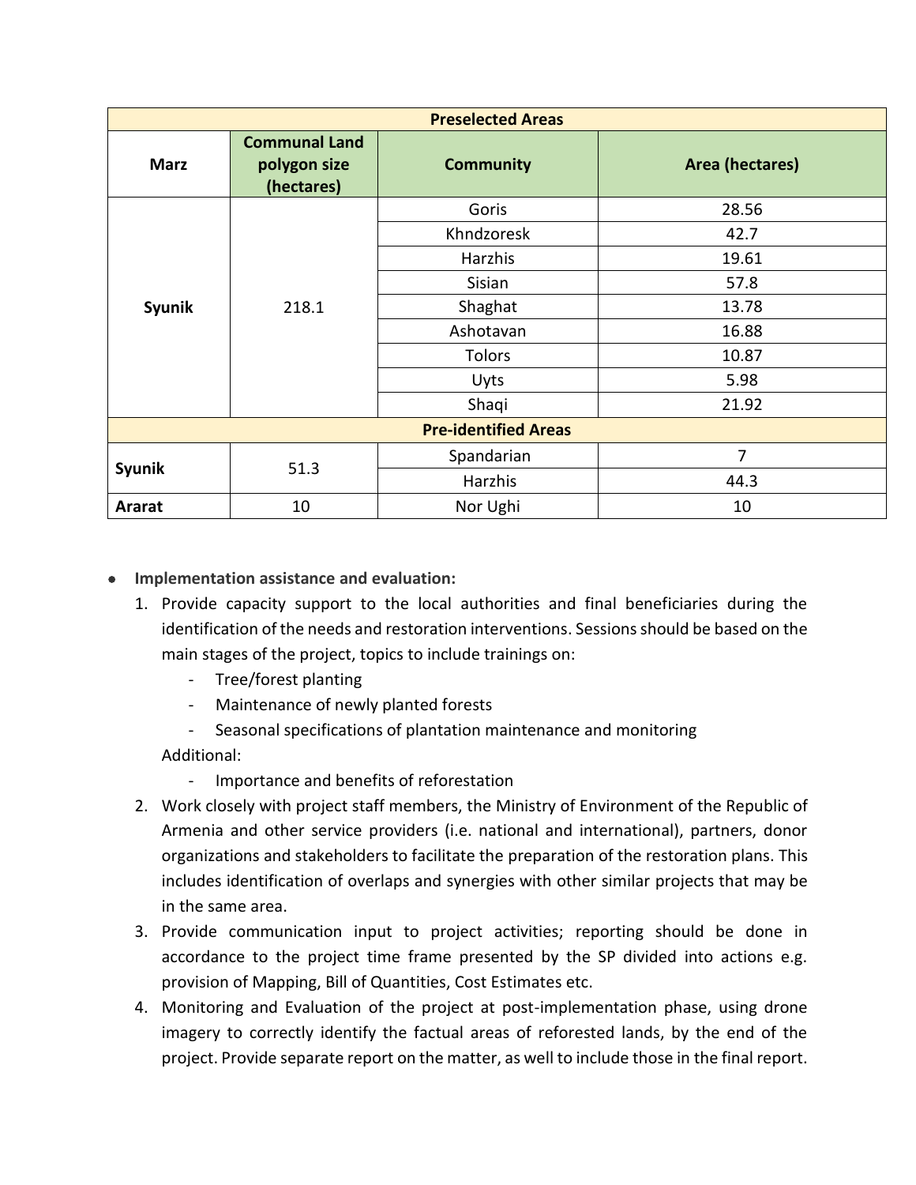| Preselected Areas | | | |
|---|---|---|---|
| **Marz** | **Communal Land polygon size (hectares)** | **Community** | **Area (hectares)** |
| **Syunik** | 218.1 | Goris | 28.56 |
| | | Khndzoresk | 42.7 |
| | | Harzhis | 19.61 |
| | | Sisian | 57.8 |
| | | Shaghat | 13.78 |
| | | Ashotavan | 16.88 |
| | | Tolors | 10.87 |
| | | Uyts | 5.98 |
| | | Shaqi | 21.92 |
| **Pre-identified Areas** | | | |
| **Syunik** | 51.3 | Spandarian | 7 |
| | | Harzhis | 44.3 |
| **Ararat** | 10 | Nor Ughi | 10 |

- **Implementation assistance and evaluation:**
  1. Provide capacity support to the local authorities and final beneficiaries during the identification of the needs and restoration interventions. Sessions should be based on the main stages of the project, topics to include trainings on:
     - Tree/forest planting
     - Maintenance of newly planted forests
     - Seasonal specifications of plantation maintenance and monitoring

     Additional:
     - Importance and benefits of reforestation
  2. Work closely with project staff members, the Ministry of Environment of the Republic of Armenia and other service providers (i.e. national and international), partners, donor organizations and stakeholders to facilitate the preparation of the restoration plans. This includes identification of overlaps and synergies with other similar projects that may be in the same area.
  3. Provide communication input to project activities; reporting should be done in accordance to the project time frame presented by the SP divided into actions e.g. provision of Mapping, Bill of Quantities, Cost Estimates etc.
  4. Monitoring and Evaluation of the project at post-implementation phase, using drone imagery to correctly identify the factual areas of reforested lands, by the end of the project. Provide separate report on the matter, as well to include those in the final report.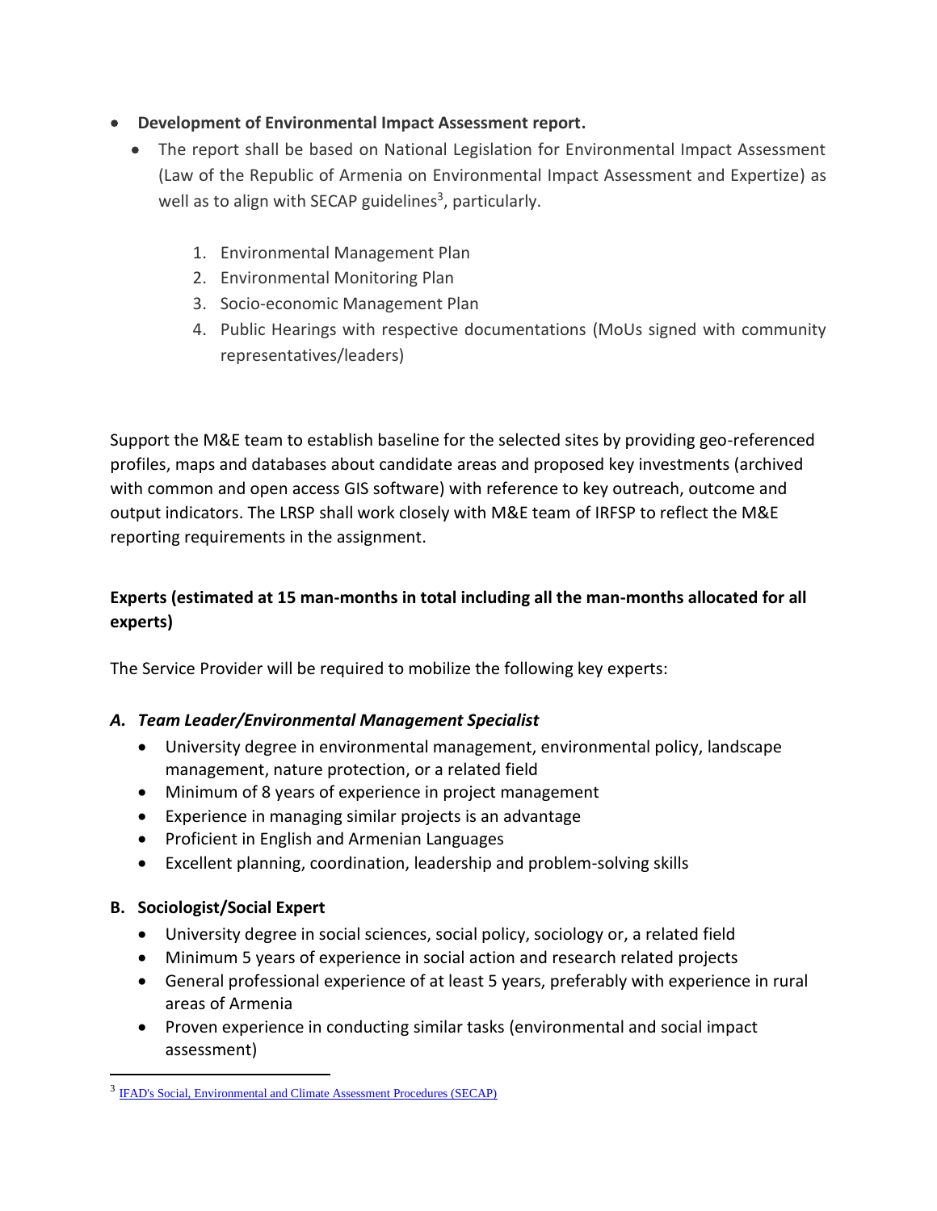- **Development of Environmental Impact Assessment report.**
  - The report shall be based on National Legislation for Environmental Impact Assessment (Law of the Republic of Armenia on Environmental Impact Assessment and Expertize) as well as to align with SECAP guidelines[3], particularly.

    1. Environmental Management Plan
    2. Environmental Monitoring Plan
    3. Socio-economic Management Plan
    4. Public Hearings with respective documentations (MoUs signed with community representatives/leaders)

Support the M&E team to establish baseline for the selected sites by providing geo-referenced profiles, maps and databases about candidate areas and proposed key investments (archived with common and open access GIS software) with reference to key outreach, outcome and output indicators. The LRSP shall work closely with M&E team of IRFSP to reflect the M&E reporting requirements in the assignment.

**Experts (estimated at 15 man-months in total including all the man-months allocated for all experts)**

The Service Provider will be required to mobilize the following key experts:

***A. Team Leader/Environmental Management Specialist***

- University degree in environmental management, environmental policy, landscape management, nature protection, or a related field
- Minimum of 8 years of experience in project management
- Experience in managing similar projects is an advantage
- Proficient in English and Armenian Languages
- Excellent planning, coordination, leadership and problem-solving skills

**B. Sociologist/Social Expert**

- University degree in social sciences, social policy, sociology or, a related field
- Minimum 5 years of experience in social action and research related projects
- General professional experience of at least 5 years, preferably with experience in rural areas of Armenia
- Proven experience in conducting similar tasks (environmental and social impact assessment)

[3] IFAD's Social, Environmental and Climate Assessment Procedures (SECAP)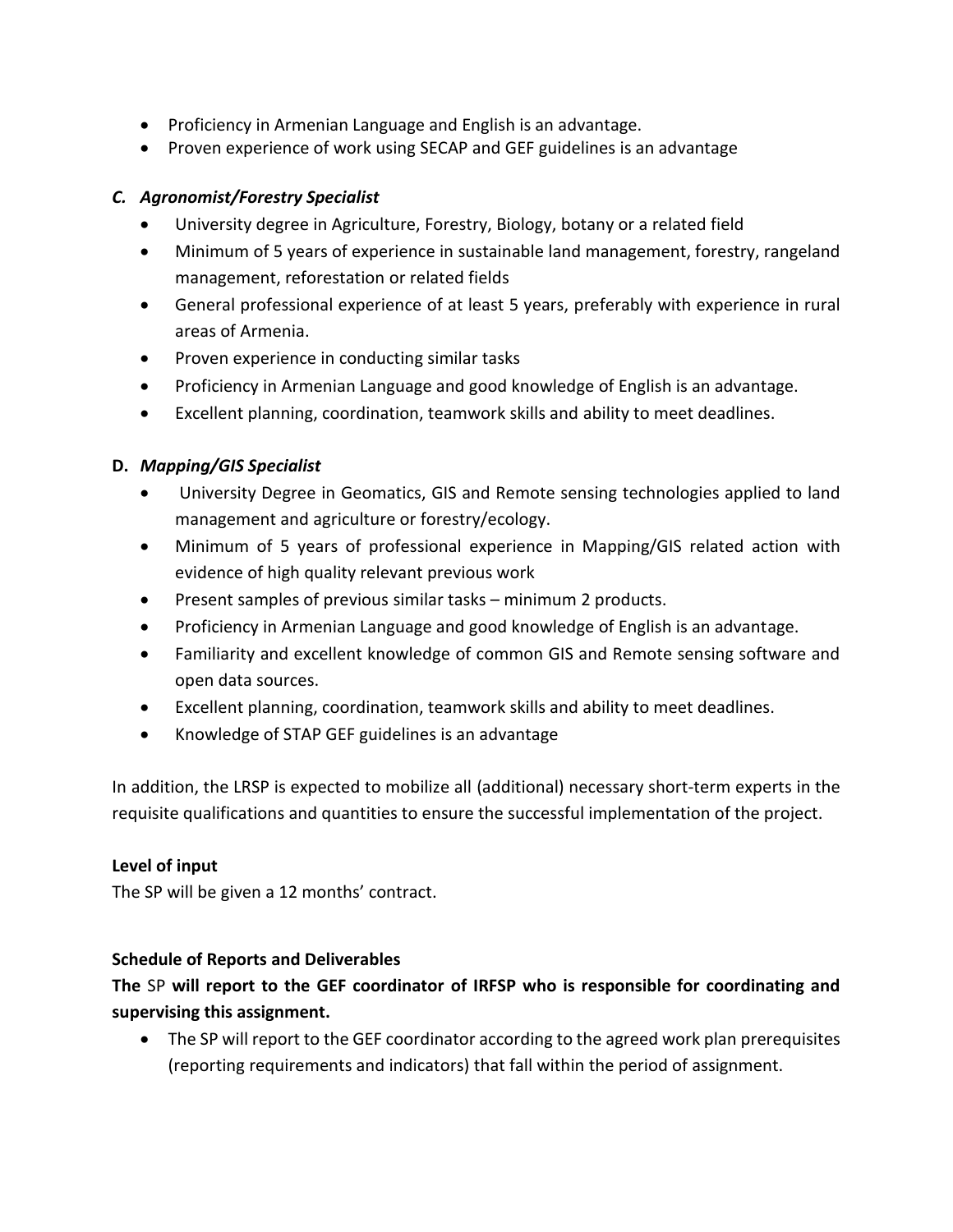- Proficiency in Armenian Language and English is an advantage.
- Proven experience of work using SECAP and GEF guidelines is an advantage

### *C. Agronomist/Forestry Specialist*

- University degree in Agriculture, Forestry, Biology, botany or a related field
- Minimum of 5 years of experience in sustainable land management, forestry, rangeland management, reforestation or related fields
- General professional experience of at least 5 years, preferably with experience in rural areas of Armenia.
- Proven experience in conducting similar tasks
- Proficiency in Armenian Language and good knowledge of English is an advantage.
- Excellent planning, coordination, teamwork skills and ability to meet deadlines.

### **D.** ***Mapping/GIS Specialist***

- University Degree in Geomatics, GIS and Remote sensing technologies applied to land management and agriculture or forestry/ecology.
- Minimum of 5 years of professional experience in Mapping/GIS related action with evidence of high quality relevant previous work
- Present samples of previous similar tasks – minimum 2 products.
- Proficiency in Armenian Language and good knowledge of English is an advantage.
- Familiarity and excellent knowledge of common GIS and Remote sensing software and open data sources.
- Excellent planning, coordination, teamwork skills and ability to meet deadlines.
- Knowledge of STAP GEF guidelines is an advantage

In addition, the LRSP is expected to mobilize all (additional) necessary short-term experts in the requisite qualifications and quantities to ensure the successful implementation of the project.

**Level of input**

The SP will be given a 12 months' contract.

**Schedule of Reports and Deliverables**

**The** SP **will report to the GEF coordinator of IRFSP who is responsible for coordinating and supervising this assignment.**

- The SP will report to the GEF coordinator according to the agreed work plan prerequisites (reporting requirements and indicators) that fall within the period of assignment.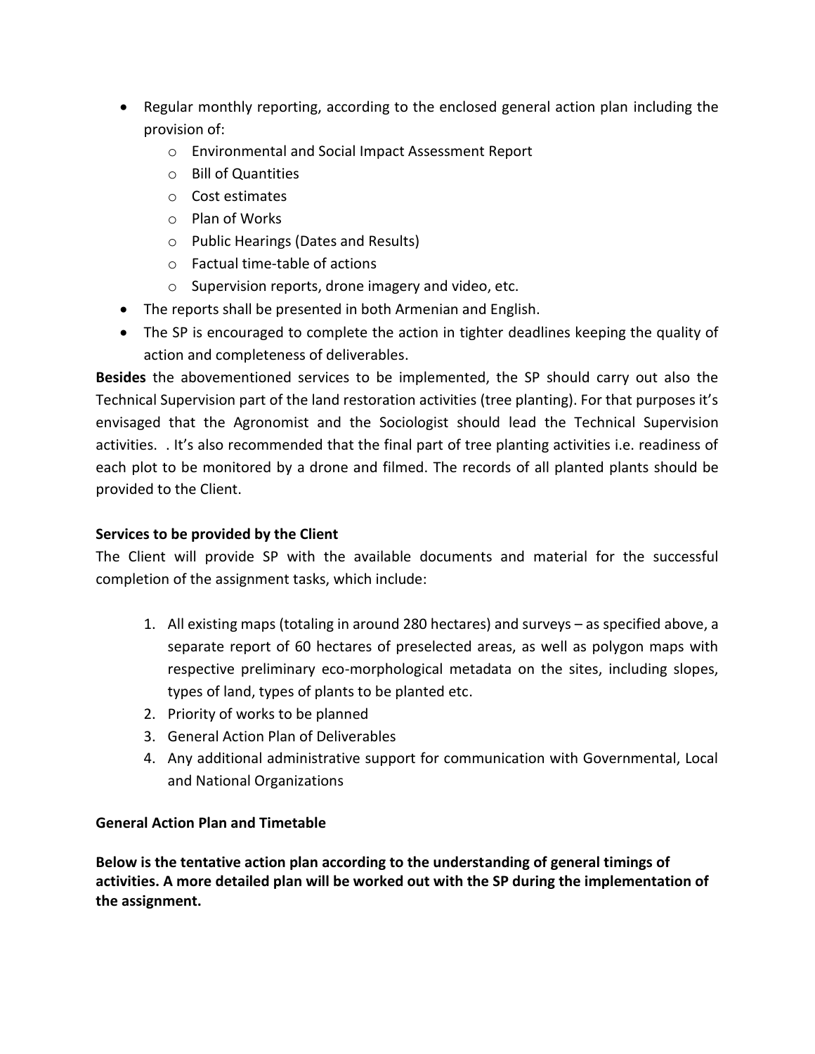- Regular monthly reporting, according to the enclosed general action plan including the provision of:
    - Environmental and Social Impact Assessment Report
    - Bill of Quantities
    - Cost estimates
    - Plan of Works
    - Public Hearings (Dates and Results)
    - Factual time-table of actions
    - Supervision reports, drone imagery and video, etc.
- The reports shall be presented in both Armenian and English.
- The SP is encouraged to complete the action in tighter deadlines keeping the quality of action and completeness of deliverables.

**Besides** the abovementioned services to be implemented, the SP should carry out also the Technical Supervision part of the land restoration activities (tree planting). For that purposes it's envisaged that the Agronomist and the Sociologist should lead the Technical Supervision activities. . It's also recommended that the final part of tree planting activities i.e. readiness of each plot to be monitored by a drone and filmed. The records of all planted plants should be provided to the Client.

**Services to be provided by the Client**

The Client will provide SP with the available documents and material for the successful completion of the assignment tasks, which include:

1. All existing maps (totaling in around 280 hectares) and surveys – as specified above, a separate report of 60 hectares of preselected areas, as well as polygon maps with respective preliminary eco-morphological metadata on the sites, including slopes, types of land, types of plants to be planted etc.
2. Priority of works to be planned
3. General Action Plan of Deliverables
4. Any additional administrative support for communication with Governmental, Local and National Organizations

**General Action Plan and Timetable**

**Below is the tentative action plan according to the understanding of general timings of activities. A more detailed plan will be worked out with the SP during the implementation of the assignment.**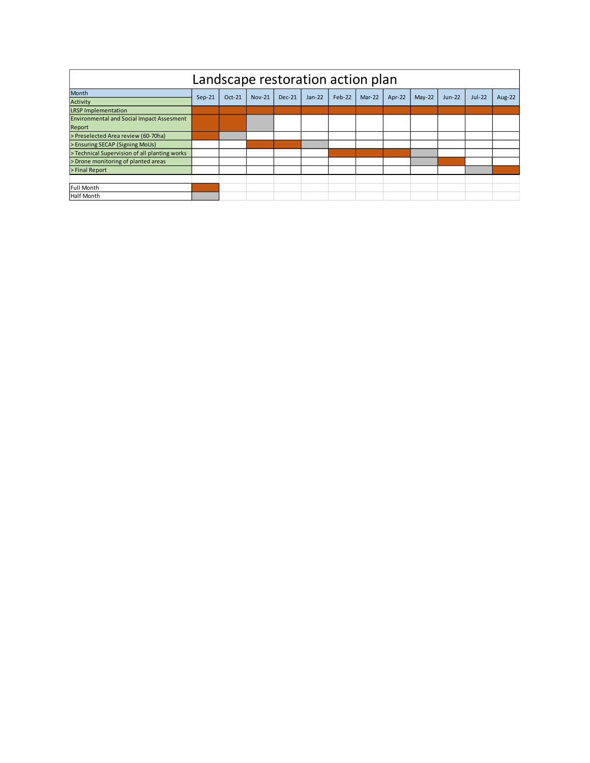# Landscape restoration action plan

| Month / Activity | Sep-21 | Oct-21 | Nov-21 | Dec-21 | Jan-22 | Feb-22 | Mar-22 | Apr-22 | May-22 | Jun-22 | Jul-22 | Aug-22 |
|---|---|---|---|---|---|---|---|---|---|---|---|---|
| LRSP Implementation | ■ | ■ | ■ | ■ | ■ | ■ | ■ | ■ | ■ | ■ | ■ | ■ |
| Environmental and Social Impact Assesment Report | ■ | ■ | ◧ | | | | | | | | | |
| > Preselected Area review (60-70ha) | ■ | ◧ | | | | | | | | | | |
| > Ensuring SECAP (Signing MoUs) | | | ■ | ■ | ◧ | | | | | | | |
| > Technical Supervision of all planting works | | | | | | ■ | ■ | ■ | ◧ | | | |
| > Drone monitoring of planted areas | | | | | | | | | ◧ | ■ | | |
| > Final Report | | | | | | | | | | | ◧ | ■ |

| | |
|---|---|
| Full Month | ■ |
| Half Month | ◧ |